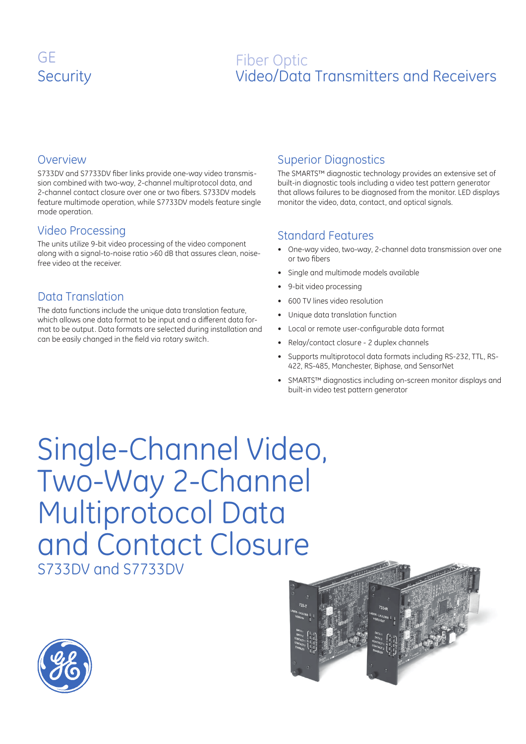GE
Security

# Fiber Optic
Video/Data Transmitters and Receivers

## Overview

S733DV and S7733DV fiber links provide one-way video transmission combined with two-way, 2-channel multiprotocol data, and 2-channel contact closure over one or two fibers. S733DV models feature multimode operation, while S7733DV models feature single mode operation.

## Video Processing

The units utilize 9-bit video processing of the video component along with a signal-to-noise ratio >60 dB that assures clean, noise-free video at the receiver.

## Data Translation

The data functions include the unique data translation feature, which allows one data format to be input and a different data format to be output. Data formats are selected during installation and can be easily changed in the field via rotary switch.

## Superior Diagnostics

The SMARTS™ diagnostic technology provides an extensive set of built-in diagnostic tools including a video test pattern generator that allows failures to be diagnosed from the monitor. LED displays monitor the video, data, contact, and optical signals.

## Standard Features

- One-way video, two-way, 2-channel data transmission over one or two fibers
- Single and multimode models available
- 9-bit video processing
- 600 TV lines video resolution
- Unique data translation function
- Local or remote user-configurable data format
- Relay/contact closure - 2 duplex channels
- Supports multiprotocol data formats including RS-232, TTL, RS-422, RS-485, Manchester, Biphase, and SensorNet
- SMARTS™ diagnostics including on-screen monitor displays and built-in video test pattern generator

# Single-Channel Video, Two-Way 2-Channel Multiprotocol Data and Contact Closure

## S733DV and S7733DV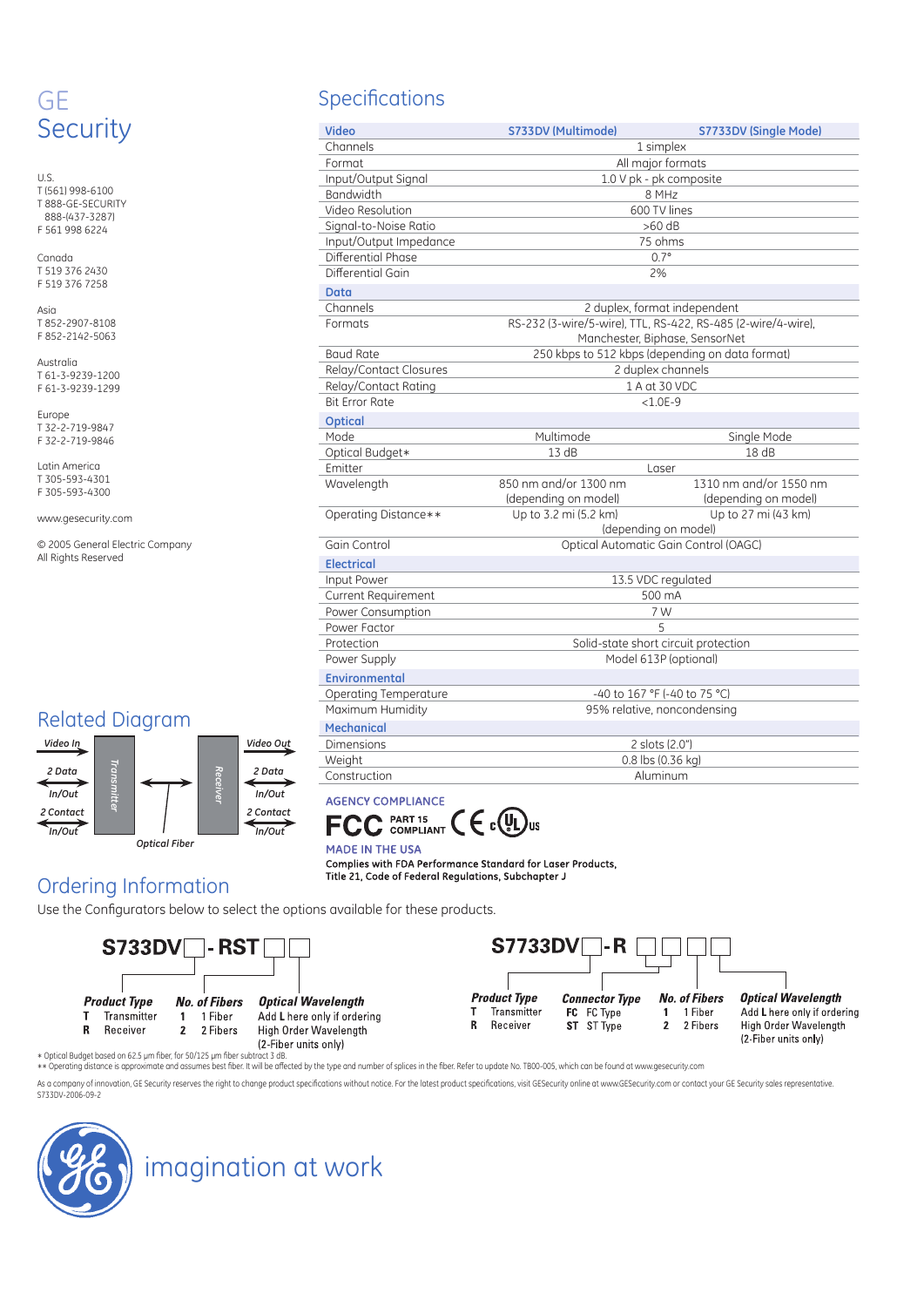# GE Security

U.S.
T (561) 998-6100
T 888-GE-SECURITY
888-(437-3287)
F 561 998 6224

Canada
T 519 376 2430
F 519 376 7258

Asia
T 852-2907-8108
F 852-2142-5063

Australia
T 61-3-9239-1200
F 61-3-9239-1299

Europe
T 32-2-719-9847
F 32-2-719-9846

Latin America
T 305-593-4301
F 305-593-4300

www.gesecurity.com

© 2005 General Electric Company
All Rights Reserved

## Specifications

| Video | S733DV (Multimode) | S7733DV (Single Mode) |
|---|---|---|
| Channels | 1 simplex | |
| Format | All major formats | |
| Input/Output Signal | 1.0 V pk - pk composite | |
| Bandwidth | 8 MHz | |
| Video Resolution | 600 TV lines | |
| Signal-to-Noise Ratio | >60 dB | |
| Input/Output Impedance | 75 ohms | |
| Differential Phase | 0.7° | |
| Differential Gain | 2% | |
| **Data** | | |
| Channels | 2 duplex, format independent | |
| Formats | RS-232 (3-wire/5-wire), TTL, RS-422, RS-485 (2-wire/4-wire), Manchester, Biphase, SensorNet | |
| Baud Rate | 250 kbps to 512 kbps (depending on data format) | |
| Relay/Contact Closures | 2 duplex channels | |
| Relay/Contact Rating | 1 A at 30 VDC | |
| Bit Error Rate | <1.0E-9 | |
| **Optical** | | |
| Mode | Multimode | Single Mode |
| Optical Budget* | 13 dB | 18 dB |
| Emitter | Laser | |
| Wavelength | 850 nm and/or 1300 nm (depending on model) | 1310 nm and/or 1550 nm (depending on model) |
| Operating Distance** | Up to 3.2 mi (5.2 km) (depending on model) | Up to 27 mi (43 km) (depending on model) |
| Gain Control | Optical Automatic Gain Control (OAGC) | |
| **Electrical** | | |
| Input Power | 13.5 VDC regulated | |
| Current Requirement | 500 mA | |
| Power Consumption | 7 W | |
| Power Factor | 5 | |
| Protection | Solid-state short circuit protection | |
| Power Supply | Model 613P (optional) | |
| **Environmental** | | |
| Operating Temperature | -40 to 167 °F (-40 to 75 °C) | |
| Maximum Humidity | 95% relative, noncondensing | |
| **Mechanical** | | |
| Dimensions | 2 slots (2.0") | |
| Weight | 0.8 lbs (0.36 kg) | |
| Construction | Aluminum | |

**AGENCY COMPLIANCE**

FCC PART 15 COMPLIANT, CE, cULus

**MADE IN THE USA**

**Complies with FDA Performance Standard for Laser Products, Title 21, Code of Federal Regulations, Subchapter J**

## Related Diagram

Video In
2 Data In/Out
2 Contact In/Out
Transmitter
Optical Fiber
Receiver
Video Out
2 Data In/Out
2 Contact In/Out

## Ordering Information

Use the Configurators below to select the options available for these products.

**S733DV☐- RST☐☐**

- ***Product Type***
  - **T** Transmitter
  - **R** Receiver
- ***No. of Fibers***
  - **1** 1 Fiber
  - **2** 2 Fibers
- ***Optical Wavelength***
  - Add **L** here only if ordering High Order Wavelength (2-Fiber units only)

**S7733DV☐-R ☐☐☐☐**

- ***Product Type***
  - **T** Transmitter
  - **R** Receiver
- ***Connector Type***
  - **FC** FC Type
  - **ST** ST Type
- ***No. of Fibers***
  - **1** 1 Fiber
  - **2** 2 Fibers
- ***Optical Wavelength***
  - Add **L** here only if ordering High Order Wavelength (2-Fiber units only)

\* Optical Budget based on 62.5 µm fiber, for 50/125 µm fiber subtract 3 dB.
\*\* Operating distance is approximate and assumes best fiber. It will be affected by the type and number of splices in the fiber. Refer to update No. TB00-005, which can be found at www.gesecurity.com

As a company of innovation, GE Security reserves the right to change product specifications without notice. For the latest product specifications, visit GESecurity online at www.GESecurity.com or contact your GE Security sales representative.
S733DV-2006-09-2

imagination at work